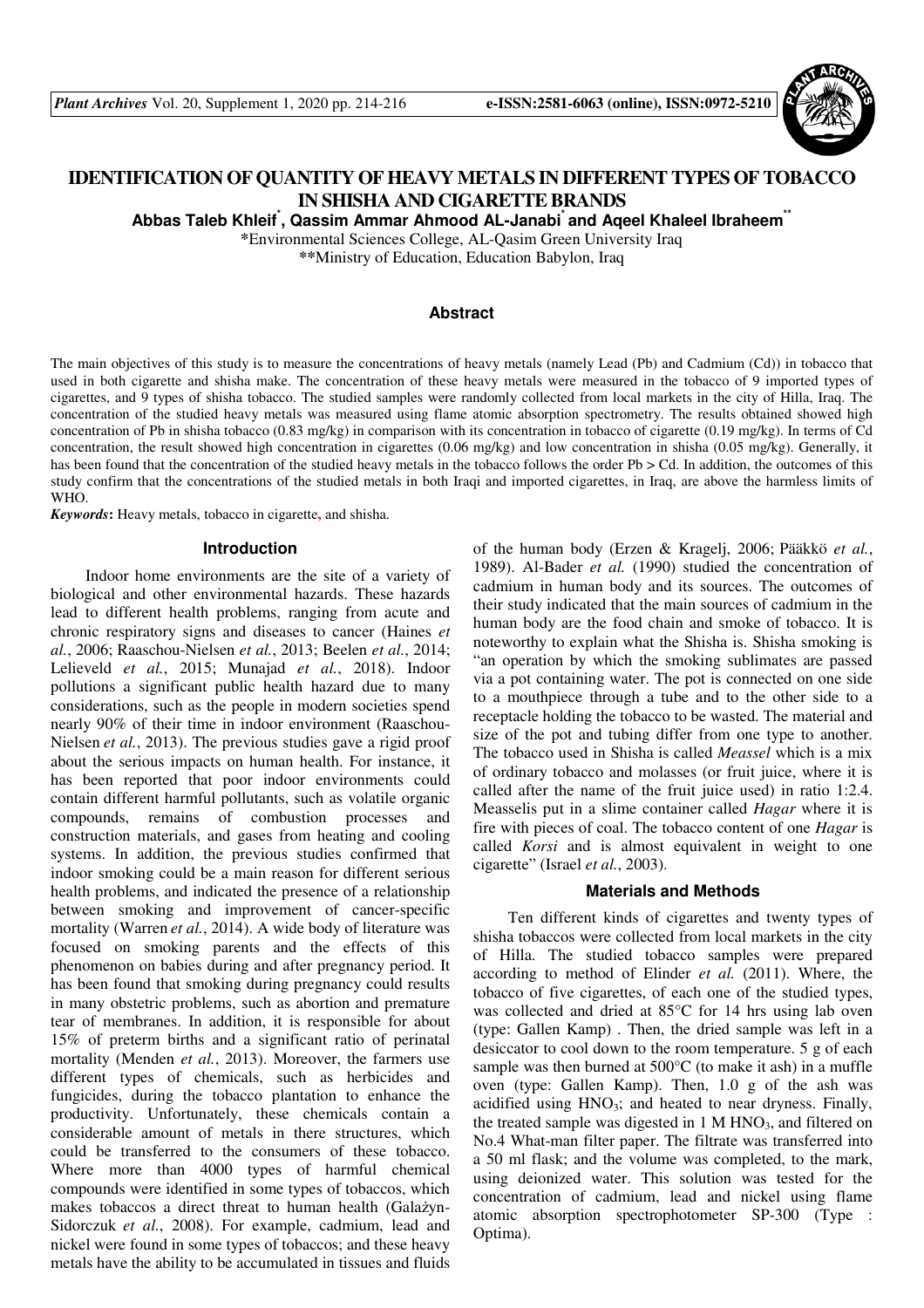# IDENTIFICATION OF QUANTITY OF HEAVY METALS IN DIFFERENT TYPES OF TOBACCO IN SHISHA AND CIGARETTE BRANDS

**Abbas Taleb Khleif[*], Qassim Ammar Ahmood AL-Janabi[*] and Aqeel Khaleel Ibraheem[**]**

[*]Environmental Sciences College, AL-Qasim Green University Iraq

[**]Ministry of Education, Education Babylon, Iraq

## Abstract

The main objectives of this study is to measure the concentrations of heavy metals (namely Lead (Pb) and Cadmium (Cd)) in tobacco that used in both cigarette and shisha make. The concentration of these heavy metals were measured in the tobacco of 9 imported types of cigarettes, and 9 types of shisha tobacco. The studied samples were randomly collected from local markets in the city of Hilla, Iraq. The concentration of the studied heavy metals was measured using flame atomic absorption spectrometry. The results obtained showed high concentration of Pb in shisha tobacco (0.83 mg/kg) in comparison with its concentration in tobacco of cigarette (0.19 mg/kg). In terms of Cd concentration, the result showed high concentration in cigarettes (0.06 mg/kg) and low concentration in shisha (0.05 mg/kg). Generally, it has been found that the concentration of the studied heavy metals in the tobacco follows the order Pb > Cd. In addition, the outcomes of this study confirm that the concentrations of the studied metals in both Iraqi and imported cigarettes, in Iraq, are above the harmless limits of WHO.

***Keywords*:** Heavy metals, tobacco in cigarette, and shisha.

## Introduction

Indoor home environments are the site of a variety of biological and other environmental hazards. These hazards lead to different health problems, ranging from acute and chronic respiratory signs and diseases to cancer (Haines *et al.*, 2006; Raaschou-Nielsen *et al.*, 2013; Beelen *et al.*, 2014; Lelieveld *et al.*, 2015; Munajad *et al.*, 2018). Indoor pollutions a significant public health hazard due to many considerations, such as the people in modern societies spend nearly 90% of their time in indoor environment (Raaschou-Nielsen *et al.*, 2013). The previous studies gave a rigid proof about the serious impacts on human health. For instance, it has been reported that poor indoor environments could contain different harmful pollutants, such as volatile organic compounds, remains of combustion processes and construction materials, and gases from heating and cooling systems. In addition, the previous studies confirmed that indoor smoking could be a main reason for different serious health problems, and indicated the presence of a relationship between smoking and improvement of cancer-specific mortality (Warren *et al.*, 2014). A wide body of literature was focused on smoking parents and the effects of this phenomenon on babies during and after pregnancy period. It has been found that smoking during pregnancy could results in many obstetric problems, such as abortion and premature tear of membranes. In addition, it is responsible for about 15% of preterm births and a significant ratio of perinatal mortality (Menden *et al.*, 2013). Moreover, the farmers use different types of chemicals, such as herbicides and fungicides, during the tobacco plantation to enhance the productivity. Unfortunately, these chemicals contain a considerable amount of metals in there structures, which could be transferred to the consumers of these tobacco. Where more than 4000 types of harmful chemical compounds were identified in some types of tobaccos, which makes tobaccos a direct threat to human health (Galażyn-Sidorczuk *et al.*, 2008). For example, cadmium, lead and nickel were found in some types of tobaccos; and these heavy metals have the ability to be accumulated in tissues and fluids of the human body (Erzen & Kragelj, 2006; Pääkkö *et al.*, 1989). Al-Bader *et al.* (1990) studied the concentration of cadmium in human body and its sources. The outcomes of their study indicated that the main sources of cadmium in the human body are the food chain and smoke of tobacco. It is noteworthy to explain what the Shisha is. Shisha smoking is "an operation by which the smoking sublimates are passed via a pot containing water. The pot is connected on one side to a mouthpiece through a tube and to the other side to a receptacle holding the tobacco to be wasted. The material and size of the pot and tubing differ from one type to another. The tobacco used in Shisha is called *Meassel* which is a mix of ordinary tobacco and molasses (or fruit juice, where it is called after the name of the fruit juice used) in ratio 1:2.4. Measselis put in a slime container called *Hagar* where it is fire with pieces of coal. The tobacco content of one *Hagar* is called *Korsi* and is almost equivalent in weight to one cigarette" (Israel *et al.*, 2003).

## Materials and Methods

Ten different kinds of cigarettes and twenty types of shisha tobaccos were collected from local markets in the city of Hilla. The studied tobacco samples were prepared according to method of Elinder *et al.* (2011). Where, the tobacco of five cigarettes, of each one of the studied types, was collected and dried at 85°C for 14 hrs using lab oven (type: Gallen Kamp) . Then, the dried sample was left in a desiccator to cool down to the room temperature. 5 g of each sample was then burned at 500°C (to make it ash) in a muffle oven (type: Gallen Kamp). Then, 1.0 g of the ash was acidified using $HNO_3$; and heated to near dryness. Finally, the treated sample was digested in 1 M $HNO_3$, and filtered on No.4 What-man filter paper. The filtrate was transferred into a 50 ml flask; and the volume was completed, to the mark, using deionized water. This solution was tested for the concentration of cadmium, lead and nickel using flame atomic absorption spectrophotometer SP-300 (Type : Optima).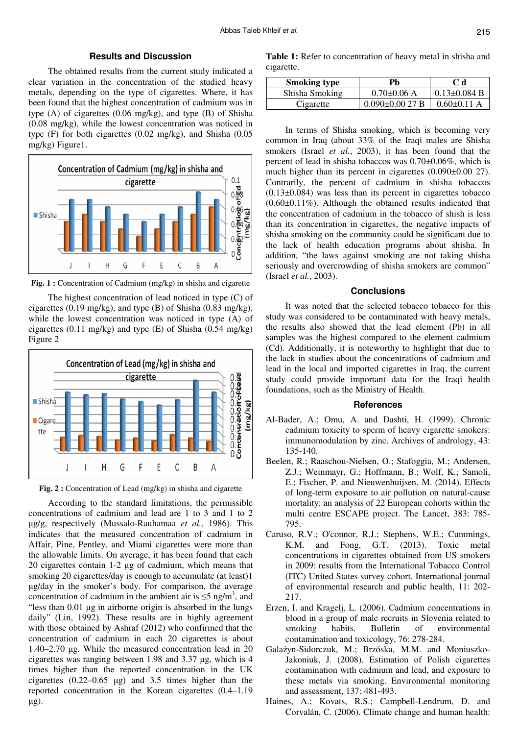## Results and Discussion

The obtained results from the current study indicated a clear variation in the concentration of the studied heavy metals, depending on the type of cigarettes. Where, it has been found that the highest concentration of cadmium was in type (A) of cigarettes (0.06 mg/kg), and type (B) of Shisha (0.08 mg/kg), while the lowest concentration was noticed in type (F) for both cigarettes (0.02 mg/kg), and Shisha (0.05 mg/kg) Figure1.

**Fig. 1 :** Concentration of Cadmium (mg/kg) in shisha and cigarette

The highest concentration of lead noticed in type (C) of cigarettes (0.19 mg/kg), and type (B) of Shisha (0.83 mg/kg), while the lowest concentration was noticed in type (A) of cigarettes (0.11 mg/kg) and type (E) of Shisha (0.54 mg/kg) Figure 2

**Fig. 2 :** Concentration of Lead (mg/kg) in shisha and cigarette

According to the standard limitations, the permissible concentrations of cadmium and lead are 1 to 3 and 1 to 2 µg/g, respectively (Mussalo-Rauhamaa *et al.*, 1986). This indicates that the measured concentration of cadmium in Affair, Pine, Pentley, and Miami cigarettes were more than the allowable limits. On average, it has been found that each 20 cigarettes contain 1-2 µg of cadmium, which means that smoking 20 cigarettes/day is enough to accumulate (at least)1 µg/day in the smoker's body. For comparison, the average concentration of cadmium in the ambient air is ≤5 ng/m$^3$, and "less than 0.01 µg in airborne origin is absorbed in the lungs daily" (Lin, 1992). These results are in highly agreement with those obtained by Ashraf (2012) who confirmed that the concentration of cadmium in each 20 cigarettes is about 1.40–2.70 µg. While the measured concentration lead in 20 cigarettes was ranging between 1.98 and 3.37 µg, which is 4 times higher than the reported concentration in the UK cigarettes (0.22–0.65 µg) and 3.5 times higher than the reported concentration in the Korean cigarettes (0.4–1.19 µg).

**Table 1:** Refer to concentration of heavy metal in shisha and cigarette.

| Smoking type | Pb | C d |
|---|---|---|
| Shisha Smoking | 0.70±0.06 A | 0.13±0.084 B |
| Cigarette | 0.090±0.00 27 B | 0.60±0.11 A |

In terms of Shisha smoking, which is becoming very common in Iraq (about 33% of the Iraqi males are Shisha smokers (Israel *et al.*, 2003), it has been found that the percent of lead in shisha tobaccos was 0.70±0.06%, which is much higher than its percent in cigarettes (0.090±0.00 27). Contrarily, the percent of cadmium in shisha tobaccos (0.13±0.084) was less than its percent in cigarettes tobacco (0.60±0.11%). Although the obtained results indicated that the concentration of cadmium in the tobacco of shish is less than its concentration in cigarettes, the negative impacts of shisha smoking on the community could be significant due to the lack of health education programs about shisha. In addition, "the laws against smoking are not taking shisha seriously and overcrowding of shisha smokers are common" (Israel *et al.*, 2003).

## Conclusions

It was noted that the selected tobacco tobacco for this study was considered to be contaminated with heavy metals, the results also showed that the lead element (Pb) in all samples was the highest compared to the element cadmium (Cd). Additionally, it is noteworthy to highlight that due to the lack in studies about the concentrations of cadmium and lead in the local and imported cigarettes in Iraq, the current study could provide important data for the Iraqi health foundations, such as the Ministry of Health.

## References

Al-Bader, A.; Omu, A. and Dashti, H. (1999). Chronic cadmium toxicity to sperm of heavy cigarette smokers: immunomodulation by zinc. Archives of andrology, 43: 135-140.

Beelen, R.; Raaschou-Nielsen, O.; Stafoggia, M.; Andersen, Z.J.; Weinmayr, G.; Hoffmann, B.; Wolf, K.; Samoli, E.; Fischer, P. and Nieuwenhuijsen, M. (2014). Effects of long-term exposure to air pollution on natural-cause mortality: an analysis of 22 European cohorts within the multi centre ESCAPE project. The Lancet, 383: 785-795.

Caruso, R.V.; O'connor, R.J.; Stephens, W.E.; Cummings, K.M. and Fong, G.T. (2013). Toxic metal concentrations in cigarettes obtained from US smokers in 2009: results from the International Tobacco Control (ITC) United States survey cohort. International journal of environmental research and public health, 11: 202-217.

Erzen, I. and Kragelj, L. (2006). Cadmium concentrations in blood in a group of male recruits in Slovenia related to smoking habits. Bulletin of environmental contamination and toxicology, 76: 278-284.

Galażyn-Sidorczuk, M.; Brzóska, M.M. and Moniuszko-Jakoniuk, J. (2008). Estimation of Polish cigarettes contamination with cadmium and lead, and exposure to these metals via smoking. Environmental monitoring and assessment, 137: 481-493.

Haines, A.; Kovats, R.S.; Campbell-Lendrum, D. and Corvalán, C. (2006). Climate change and human health: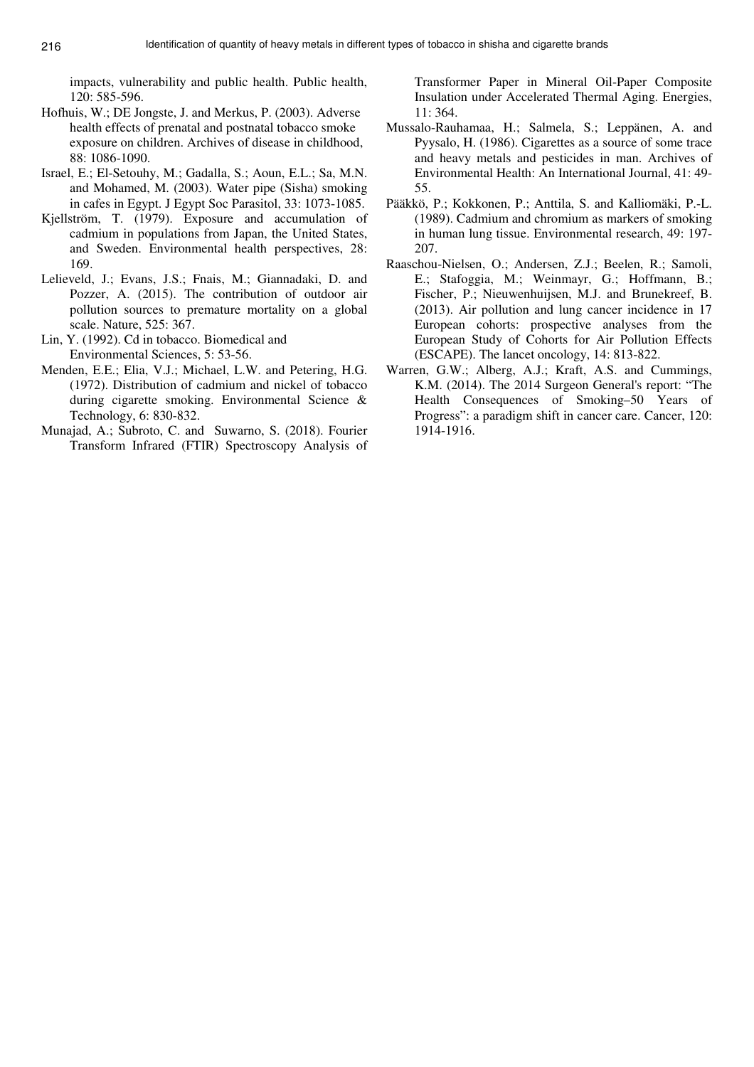impacts, vulnerability and public health. Public health, 120: 585-596.

Hofhuis, W.; DE Jongste, J. and Merkus, P. (2003). Adverse health effects of prenatal and postnatal tobacco smoke exposure on children. Archives of disease in childhood, 88: 1086-1090.

Israel, E.; El-Setouhy, M.; Gadalla, S.; Aoun, E.L.; Sa, M.N. and Mohamed, M. (2003). Water pipe (Sisha) smoking in cafes in Egypt. J Egypt Soc Parasitol, 33: 1073-1085.

Kjellström, T. (1979). Exposure and accumulation of cadmium in populations from Japan, the United States, and Sweden. Environmental health perspectives, 28: 169.

Lelieveld, J.; Evans, J.S.; Fnais, M.; Giannadaki, D. and Pozzer, A. (2015). The contribution of outdoor air pollution sources to premature mortality on a global scale. Nature, 525: 367.

Lin, Y. (1992). Cd in tobacco. Biomedical and Environmental Sciences, 5: 53-56.

Menden, E.E.; Elia, V.J.; Michael, L.W. and Petering, H.G. (1972). Distribution of cadmium and nickel of tobacco during cigarette smoking. Environmental Science & Technology, 6: 830-832.

Munajad, A.; Subroto, C. and Suwarno, S. (2018). Fourier Transform Infrared (FTIR) Spectroscopy Analysis of Transformer Paper in Mineral Oil-Paper Composite Insulation under Accelerated Thermal Aging. Energies, 11: 364.

Mussalo-Rauhamaa, H.; Salmela, S.; Leppänen, A. and Pyysalo, H. (1986). Cigarettes as a source of some trace and heavy metals and pesticides in man. Archives of Environmental Health: An International Journal, 41: 49-55.

Pääkkö, P.; Kokkonen, P.; Anttila, S. and Kalliomäki, P.-L. (1989). Cadmium and chromium as markers of smoking in human lung tissue. Environmental research, 49: 197-207.

Raaschou-Nielsen, O.; Andersen, Z.J.; Beelen, R.; Samoli, E.; Stafoggia, M.; Weinmayr, G.; Hoffmann, B.; Fischer, P.; Nieuwenhuijsen, M.J. and Brunekreef, B. (2013). Air pollution and lung cancer incidence in 17 European cohorts: prospective analyses from the European Study of Cohorts for Air Pollution Effects (ESCAPE). The lancet oncology, 14: 813-822.

Warren, G.W.; Alberg, A.J.; Kraft, A.S. and Cummings, K.M. (2014). The 2014 Surgeon General's report: "The Health Consequences of Smoking–50 Years of Progress": a paradigm shift in cancer care. Cancer, 120: 1914-1916.